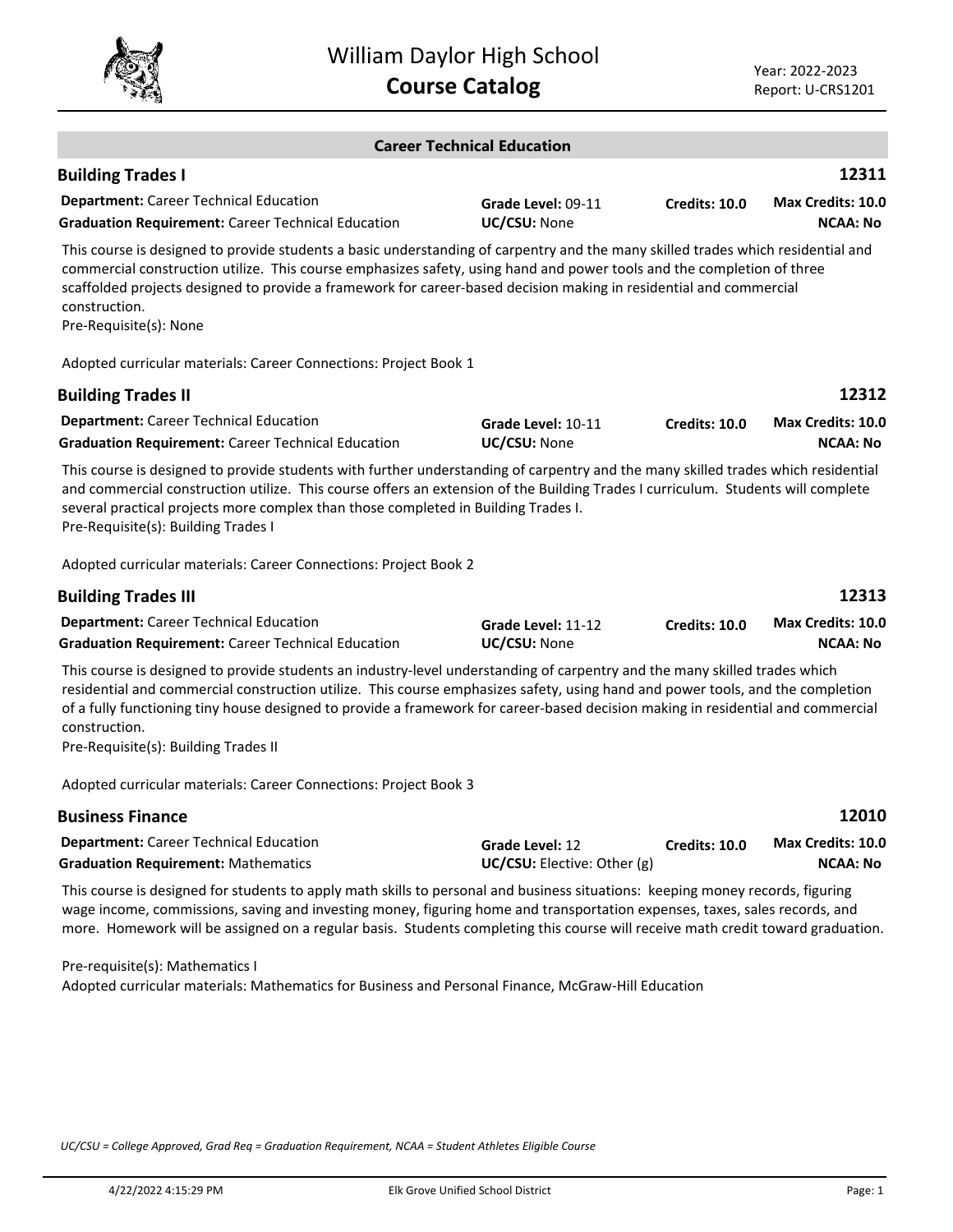# William Daylor High School
## Course Catalog

Year: 2022-2023
Report: U-CRS1201

### Career Technical Education

### Building Trades I — 12311

**Department:** Career Technical Education
**Graduation Requirement:** Career Technical Education
**Grade Level:** 09-11
**UC/CSU:** None
**Credits: 10.0**
**Max Credits: 10.0**
**NCAA: No**

This course is designed to provide students a basic understanding of carpentry and the many skilled trades which residential and commercial construction utilize. This course emphasizes safety, using hand and power tools and the completion of three scaffolded projects designed to provide a framework for career-based decision making in residential and commercial construction.
Pre-Requisite(s): None

Adopted curricular materials: Career Connections: Project Book 1

### Building Trades II — 12312

**Department:** Career Technical Education
**Graduation Requirement:** Career Technical Education
**Grade Level:** 10-11
**UC/CSU:** None
**Credits: 10.0**
**Max Credits: 10.0**
**NCAA: No**

This course is designed to provide students with further understanding of carpentry and the many skilled trades which residential and commercial construction utilize. This course offers an extension of the Building Trades I curriculum. Students will complete several practical projects more complex than those completed in Building Trades I.
Pre-Requisite(s): Building Trades I

Adopted curricular materials: Career Connections: Project Book 2

### Building Trades III — 12313

**Department:** Career Technical Education
**Graduation Requirement:** Career Technical Education
**Grade Level:** 11-12
**UC/CSU:** None
**Credits: 10.0**
**Max Credits: 10.0**
**NCAA: No**

This course is designed to provide students an industry-level understanding of carpentry and the many skilled trades which residential and commercial construction utilize. This course emphasizes safety, using hand and power tools, and the completion of a fully functioning tiny house designed to provide a framework for career-based decision making in residential and commercial construction.
Pre-Requisite(s): Building Trades II

Adopted curricular materials: Career Connections: Project Book 3

### Business Finance — 12010

**Department:** Career Technical Education
**Graduation Requirement:** Mathematics
**Grade Level:** 12
**UC/CSU:** Elective: Other (g)
**Credits: 10.0**
**Max Credits: 10.0**
**NCAA: No**

This course is designed for students to apply math skills to personal and business situations: keeping money records, figuring wage income, commissions, saving and investing money, figuring home and transportation expenses, taxes, sales records, and more. Homework will be assigned on a regular basis. Students completing this course will receive math credit toward graduation.

Pre-requisite(s): Mathematics I
Adopted curricular materials: Mathematics for Business and Personal Finance, McGraw-Hill Education

*UC/CSU = College Approved, Grad Req = Graduation Requirement, NCAA = Student Athletes Eligible Course*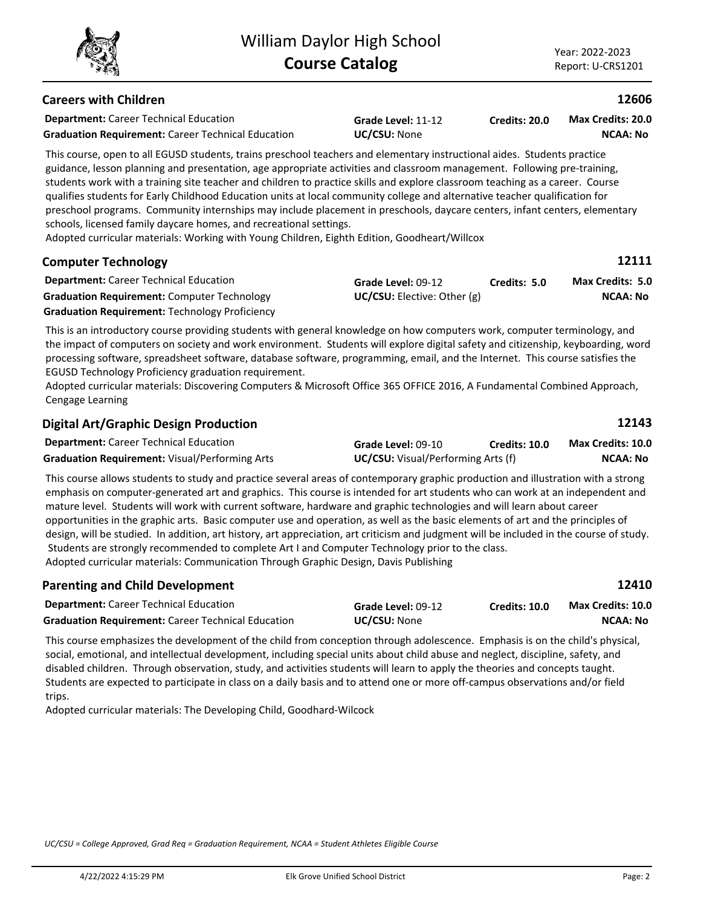## Careers with Children

**12606**

**Department:** Career Technical Education
**Graduation Requirement:** Career Technical Education
**Grade Level:** 11-12
**UC/CSU:** None
**Credits: 20.0**
**Max Credits: 20.0**
**NCAA: No**

This course, open to all EGUSD students, trains preschool teachers and elementary instructional aides. Students practice guidance, lesson planning and presentation, age appropriate activities and classroom management. Following pre-training, students work with a training site teacher and children to practice skills and explore classroom teaching as a career. Course qualifies students for Early Childhood Education units at local community college and alternative teacher qualification for preschool programs. Community internships may include placement in preschools, daycare centers, infant centers, elementary schools, licensed family daycare homes, and recreational settings.
Adopted curricular materials: Working with Young Children, Eighth Edition, Goodheart/Willcox

## Computer Technology

**12111**

**Department:** Career Technical Education
**Graduation Requirement:** Computer Technology
**Graduation Requirement:** Technology Proficiency
**Grade Level:** 09-12
**UC/CSU:** Elective: Other (g)
**Credits: 5.0**
**Max Credits: 5.0**
**NCAA: No**

This is an introductory course providing students with general knowledge on how computers work, computer terminology, and the impact of computers on society and work environment. Students will explore digital safety and citizenship, keyboarding, word processing software, spreadsheet software, database software, programming, email, and the Internet. This course satisfies the EGUSD Technology Proficiency graduation requirement.
Adopted curricular materials: Discovering Computers & Microsoft Office 365 OFFICE 2016, A Fundamental Combined Approach, Cengage Learning

## Digital Art/Graphic Design Production

**12143**

**Department:** Career Technical Education
**Graduation Requirement:** Visual/Performing Arts
**Grade Level:** 09-10
**UC/CSU:** Visual/Performing Arts (f)
**Credits: 10.0**
**Max Credits: 10.0**
**NCAA: No**

This course allows students to study and practice several areas of contemporary graphic production and illustration with a strong emphasis on computer-generated art and graphics. This course is intended for art students who can work at an independent and mature level. Students will work with current software, hardware and graphic technologies and will learn about career opportunities in the graphic arts. Basic computer use and operation, as well as the basic elements of art and the principles of design, will be studied. In addition, art history, art appreciation, art criticism and judgment will be included in the course of study. Students are strongly recommended to complete Art I and Computer Technology prior to the class.
Adopted curricular materials: Communication Through Graphic Design, Davis Publishing

## Parenting and Child Development

**12410**

**Department:** Career Technical Education
**Graduation Requirement:** Career Technical Education
**Grade Level:** 09-12
**UC/CSU:** None
**Credits: 10.0**
**Max Credits: 10.0**
**NCAA: No**

This course emphasizes the development of the child from conception through adolescence. Emphasis is on the child's physical, social, emotional, and intellectual development, including special units about child abuse and neglect, discipline, safety, and disabled children. Through observation, study, and activities students will learn to apply the theories and concepts taught. Students are expected to participate in class on a daily basis and to attend one or more off-campus observations and/or field trips.
Adopted curricular materials: The Developing Child, Goodhard-Wilcock

*UC/CSU = College Approved, Grad Req = Graduation Requirement, NCAA = Student Athletes Eligible Course*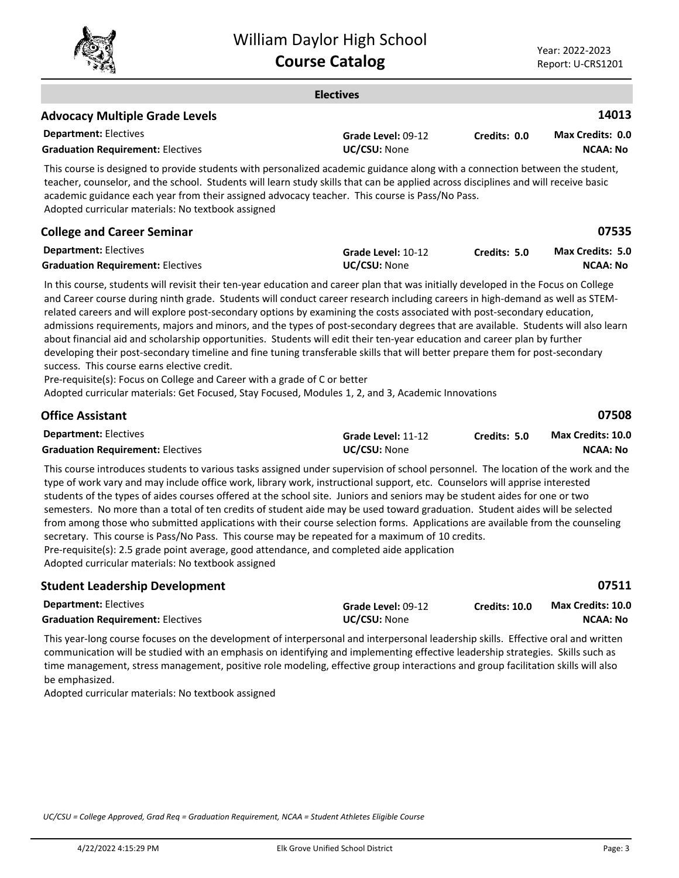## Electives

### Advocacy Multiple Grade Levels — 14013

| | | | |
|---|---|---|---|
| **Department:** Electives | **Grade Level:** 09-12 | **Credits:** 0.0 | **Max Credits:** 0.0 |
| **Graduation Requirement:** Electives | **UC/CSU:** None | | **NCAA:** No |

This course is designed to provide students with personalized academic guidance along with a connection between the student, teacher, counselor, and the school. Students will learn study skills that can be applied across disciplines and will receive basic academic guidance each year from their assigned advocacy teacher. This course is Pass/No Pass.
Adopted curricular materials: No textbook assigned

### College and Career Seminar — 07535

| | | | |
|---|---|---|---|
| **Department:** Electives | **Grade Level:** 10-12 | **Credits:** 5.0 | **Max Credits:** 5.0 |
| **Graduation Requirement:** Electives | **UC/CSU:** None | | **NCAA:** No |

In this course, students will revisit their ten-year education and career plan that was initially developed in the Focus on College and Career course during ninth grade. Students will conduct career research including careers in high-demand as well as STEM-related careers and will explore post-secondary options by examining the costs associated with post-secondary education, admissions requirements, majors and minors, and the types of post-secondary degrees that are available. Students will also learn about financial aid and scholarship opportunities. Students will edit their ten-year education and career plan by further developing their post-secondary timeline and fine tuning transferable skills that will better prepare them for post-secondary success. This course earns elective credit.
Pre-requisite(s): Focus on College and Career with a grade of C or better
Adopted curricular materials: Get Focused, Stay Focused, Modules 1, 2, and 3, Academic Innovations

### Office Assistant — 07508

| | | | |
|---|---|---|---|
| **Department:** Electives | **Grade Level:** 11-12 | **Credits:** 5.0 | **Max Credits:** 10.0 |
| **Graduation Requirement:** Electives | **UC/CSU:** None | | **NCAA:** No |

This course introduces students to various tasks assigned under supervision of school personnel. The location of the work and the type of work vary and may include office work, library work, instructional support, etc. Counselors will apprise interested students of the types of aides courses offered at the school site. Juniors and seniors may be student aides for one or two semesters. No more than a total of ten credits of student aide may be used toward graduation. Student aides will be selected from among those who submitted applications with their course selection forms. Applications are available from the counseling secretary. This course is Pass/No Pass. This course may be repeated for a maximum of 10 credits.
Pre-requisite(s): 2.5 grade point average, good attendance, and completed aide application
Adopted curricular materials: No textbook assigned

### Student Leadership Development — 07511

| | | | |
|---|---|---|---|
| **Department:** Electives | **Grade Level:** 09-12 | **Credits:** 10.0 | **Max Credits:** 10.0 |
| **Graduation Requirement:** Electives | **UC/CSU:** None | | **NCAA:** No |

This year-long course focuses on the development of interpersonal and interpersonal leadership skills. Effective oral and written communication will be studied with an emphasis on identifying and implementing effective leadership strategies. Skills such as time management, stress management, positive role modeling, effective group interactions and group facilitation skills will also be emphasized.
Adopted curricular materials: No textbook assigned

*UC/CSU = College Approved, Grad Req = Graduation Requirement, NCAA = Student Athletes Eligible Course*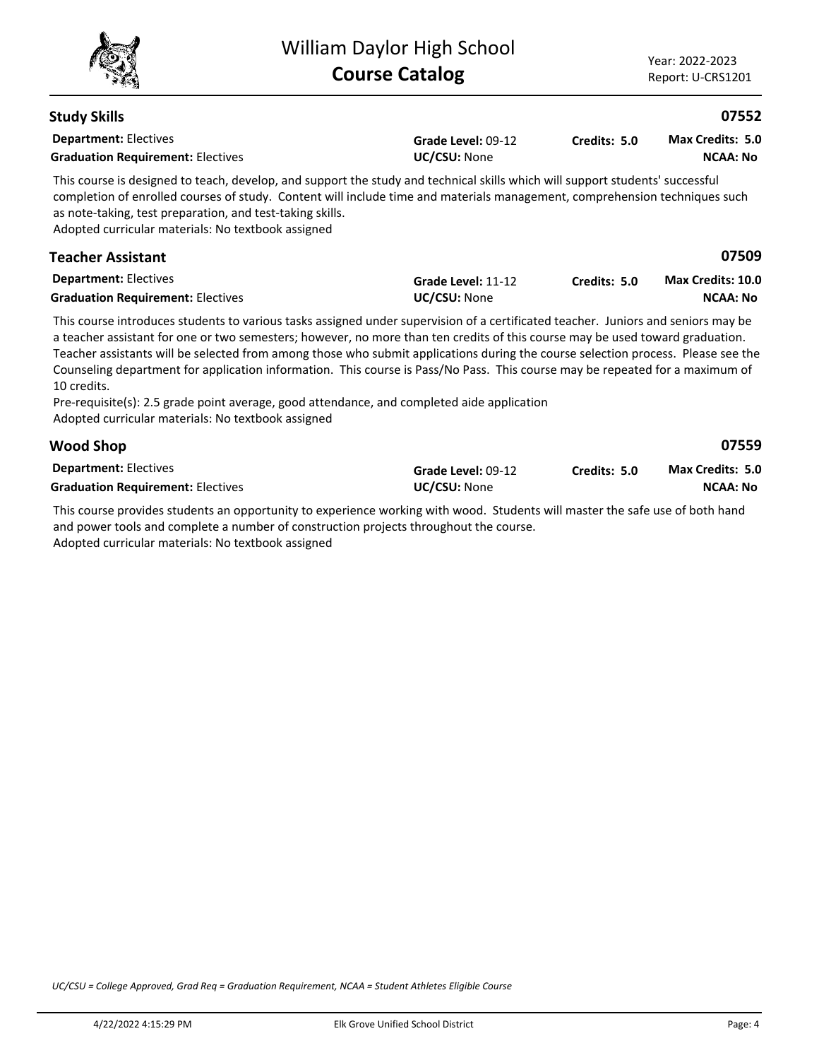## Study Skills

**07552**

**Department:** Electives | **Grade Level:** 09-12 | **Credits:** 5.0 | **Max Credits:** 5.0
**Graduation Requirement:** Electives | **UC/CSU:** None | **NCAA:** No

This course is designed to teach, develop, and support the study and technical skills which will support students' successful completion of enrolled courses of study. Content will include time and materials management, comprehension techniques such as note-taking, test preparation, and test-taking skills.
Adopted curricular materials: No textbook assigned

## Teacher Assistant

**07509**

**Department:** Electives | **Grade Level:** 11-12 | **Credits:** 5.0 | **Max Credits:** 10.0
**Graduation Requirement:** Electives | **UC/CSU:** None | **NCAA:** No

This course introduces students to various tasks assigned under supervision of a certificated teacher. Juniors and seniors may be a teacher assistant for one or two semesters; however, no more than ten credits of this course may be used toward graduation. Teacher assistants will be selected from among those who submit applications during the course selection process. Please see the Counseling department for application information. This course is Pass/No Pass. This course may be repeated for a maximum of 10 credits.
Pre-requisite(s): 2.5 grade point average, good attendance, and completed aide application
Adopted curricular materials: No textbook assigned

## Wood Shop

**07559**

**Department:** Electives | **Grade Level:** 09-12 | **Credits:** 5.0 | **Max Credits:** 5.0
**Graduation Requirement:** Electives | **UC/CSU:** None | **NCAA:** No

This course provides students an opportunity to experience working with wood. Students will master the safe use of both hand and power tools and complete a number of construction projects throughout the course.
Adopted curricular materials: No textbook assigned

*UC/CSU = College Approved, Grad Req = Graduation Requirement, NCAA = Student Athletes Eligible Course*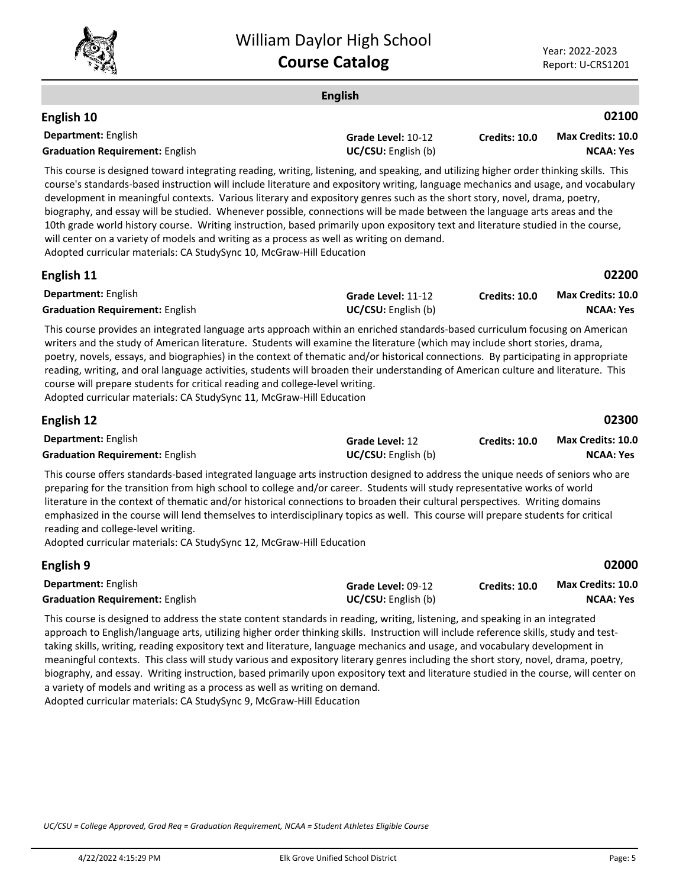## English

### English 10

**02100**

**Department:** English | **Grade Level:** 10-12 | **Credits: 10.0** | **Max Credits: 10.0**

**Graduation Requirement:** English | **UC/CSU:** English (b) | **NCAA: Yes**

This course is designed toward integrating reading, writing, listening, and speaking, and utilizing higher order thinking skills. This course's standards-based instruction will include literature and expository writing, language mechanics and usage, and vocabulary development in meaningful contexts. Various literary and expository genres such as the short story, novel, drama, poetry, biography, and essay will be studied. Whenever possible, connections will be made between the language arts areas and the 10th grade world history course. Writing instruction, based primarily upon expository text and literature studied in the course, will center on a variety of models and writing as a process as well as writing on demand.
Adopted curricular materials: CA StudySync 10, McGraw-Hill Education

### English 11

**02200**

**Department:** English | **Grade Level:** 11-12 | **Credits: 10.0** | **Max Credits: 10.0**

**Graduation Requirement:** English | **UC/CSU:** English (b) | **NCAA: Yes**

This course provides an integrated language arts approach within an enriched standards-based curriculum focusing on American writers and the study of American literature. Students will examine the literature (which may include short stories, drama, poetry, novels, essays, and biographies) in the context of thematic and/or historical connections. By participating in appropriate reading, writing, and oral language activities, students will broaden their understanding of American culture and literature. This course will prepare students for critical reading and college-level writing.
Adopted curricular materials: CA StudySync 11, McGraw-Hill Education

### English 12

**02300**

**Department:** English | **Grade Level:** 12 | **Credits: 10.0** | **Max Credits: 10.0**

**Graduation Requirement:** English | **UC/CSU:** English (b) | **NCAA: Yes**

This course offers standards-based integrated language arts instruction designed to address the unique needs of seniors who are preparing for the transition from high school to college and/or career. Students will study representative works of world literature in the context of thematic and/or historical connections to broaden their cultural perspectives. Writing domains emphasized in the course will lend themselves to interdisciplinary topics as well. This course will prepare students for critical reading and college-level writing.
Adopted curricular materials: CA StudySync 12, McGraw-Hill Education

### English 9

**02000**

**Department:** English | **Grade Level:** 09-12 | **Credits: 10.0** | **Max Credits: 10.0**

**Graduation Requirement:** English | **UC/CSU:** English (b) | **NCAA: Yes**

This course is designed to address the state content standards in reading, writing, listening, and speaking in an integrated approach to English/language arts, utilizing higher order thinking skills. Instruction will include reference skills, study and test-taking skills, writing, reading expository text and literature, language mechanics and usage, and vocabulary development in meaningful contexts. This class will study various and expository literary genres including the short story, novel, drama, poetry, biography, and essay. Writing instruction, based primarily upon expository text and literature studied in the course, will center on a variety of models and writing as a process as well as writing on demand.
Adopted curricular materials: CA StudySync 9, McGraw-Hill Education

*UC/CSU = College Approved, Grad Req = Graduation Requirement, NCAA = Student Athletes Eligible Course*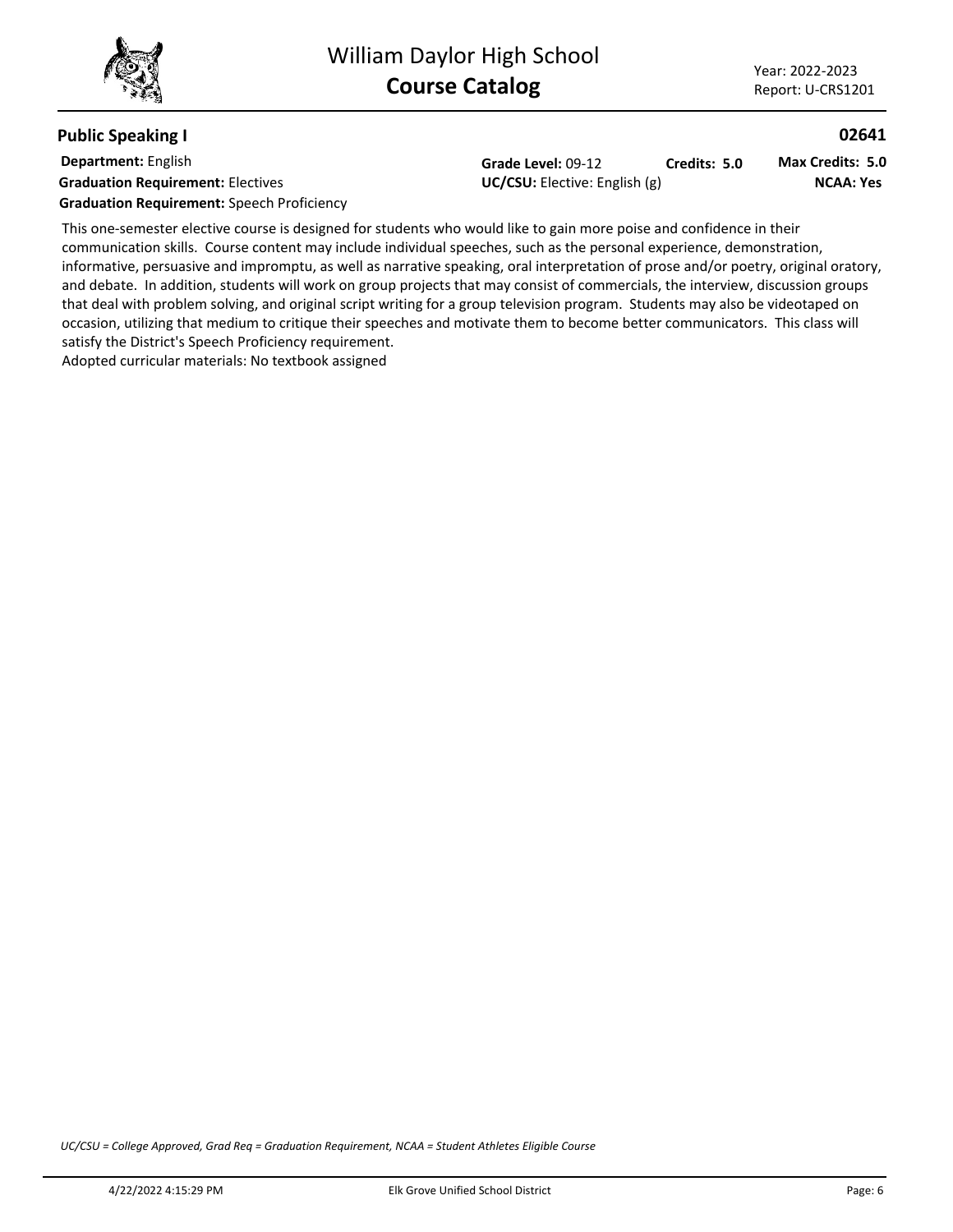## Public Speaking I

**02641**

**Department:** English
**Graduation Requirement:** Electives
**Graduation Requirement:** Speech Proficiency

**Grade Level:** 09-12 **Credits: 5.0** **Max Credits: 5.0**
**UC/CSU:** Elective: English (g) **NCAA: Yes**

This one-semester elective course is designed for students who would like to gain more poise and confidence in their communication skills. Course content may include individual speeches, such as the personal experience, demonstration, informative, persuasive and impromptu, as well as narrative speaking, oral interpretation of prose and/or poetry, original oratory, and debate. In addition, students will work on group projects that may consist of commercials, the interview, discussion groups that deal with problem solving, and original script writing for a group television program. Students may also be videotaped on occasion, utilizing that medium to critique their speeches and motivate them to become better communicators. This class will satisfy the District's Speech Proficiency requirement.
Adopted curricular materials: No textbook assigned

*UC/CSU = College Approved, Grad Req = Graduation Requirement, NCAA = Student Athletes Eligible Course*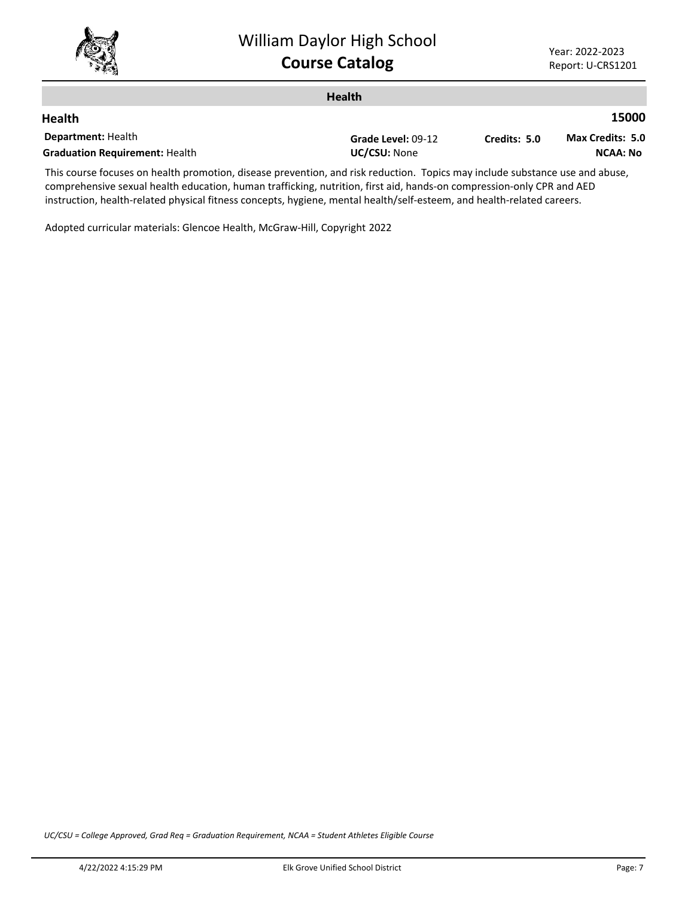## Health

### Health — 15000

**Department:** Health | **Grade Level:** 09-12 | **Credits:** 5.0 | **Max Credits:** 5.0

**Graduation Requirement:** Health | **UC/CSU:** None | **NCAA:** No

This course focuses on health promotion, disease prevention, and risk reduction. Topics may include substance use and abuse, comprehensive sexual health education, human trafficking, nutrition, first aid, hands-on compression-only CPR and AED instruction, health-related physical fitness concepts, hygiene, mental health/self-esteem, and health-related careers.

Adopted curricular materials: Glencoe Health, McGraw-Hill, Copyright 2022

*UC/CSU = College Approved, Grad Req = Graduation Requirement, NCAA = Student Athletes Eligible Course*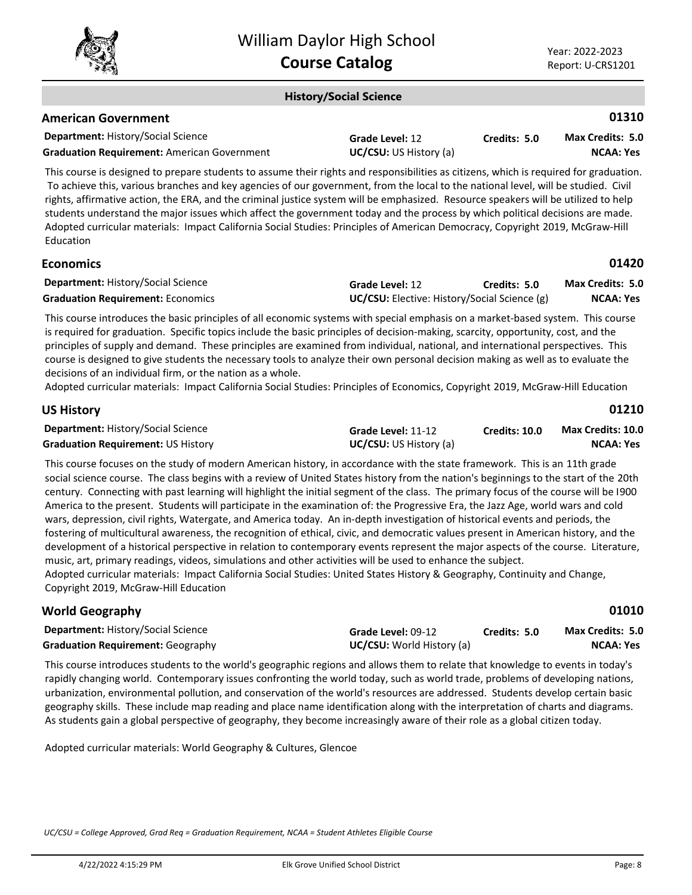## History/Social Science

### American Government

**01310**

**Department:** History/Social Science
**Graduation Requirement:** American Government
**Grade Level:** 12
**UC/CSU:** US History (a)
**Credits:** 5.0
**Max Credits:** 5.0
**NCAA:** Yes

This course is designed to prepare students to assume their rights and responsibilities as citizens, which is required for graduation. To achieve this, various branches and key agencies of our government, from the local to the national level, will be studied. Civil rights, affirmative action, the ERA, and the criminal justice system will be emphasized. Resource speakers will be utilized to help students understand the major issues which affect the government today and the process by which political decisions are made. Adopted curricular materials: Impact California Social Studies: Principles of American Democracy, Copyright 2019, McGraw-Hill Education

### Economics

**01420**

**Department:** History/Social Science
**Graduation Requirement:** Economics
**Grade Level:** 12
**UC/CSU:** Elective: History/Social Science (g)
**Credits:** 5.0
**Max Credits:** 5.0
**NCAA:** Yes

This course introduces the basic principles of all economic systems with special emphasis on a market-based system. This course is required for graduation. Specific topics include the basic principles of decision-making, scarcity, opportunity, cost, and the principles of supply and demand. These principles are examined from individual, national, and international perspectives. This course is designed to give students the necessary tools to analyze their own personal decision making as well as to evaluate the decisions of an individual firm, or the nation as a whole.

Adopted curricular materials: Impact California Social Studies: Principles of Economics, Copyright 2019, McGraw-Hill Education

### US History

**01210**

**Department:** History/Social Science
**Graduation Requirement:** US History
**Grade Level:** 11-12
**UC/CSU:** US History (a)
**Credits:** 10.0
**Max Credits:** 10.0
**NCAA:** Yes

This course focuses on the study of modern American history, in accordance with the state framework. This is an 11th grade social science course. The class begins with a review of United States history from the nation's beginnings to the start of the 20th century. Connecting with past learning will highlight the initial segment of the class. The primary focus of the course will be I900 America to the present. Students will participate in the examination of: the Progressive Era, the Jazz Age, world wars and cold wars, depression, civil rights, Watergate, and America today. An in-depth investigation of historical events and periods, the fostering of multicultural awareness, the recognition of ethical, civic, and democratic values present in American history, and the development of a historical perspective in relation to contemporary events represent the major aspects of the course. Literature, music, art, primary readings, videos, simulations and other activities will be used to enhance the subject.

Adopted curricular materials: Impact California Social Studies: United States History & Geography, Continuity and Change, Copyright 2019, McGraw-Hill Education

### World Geography

**01010**

**Department:** History/Social Science
**Graduation Requirement:** Geography
**Grade Level:** 09-12
**UC/CSU:** World History (a)
**Credits:** 5.0
**Max Credits:** 5.0
**NCAA:** Yes

This course introduces students to the world's geographic regions and allows them to relate that knowledge to events in today's rapidly changing world. Contemporary issues confronting the world today, such as world trade, problems of developing nations, urbanization, environmental pollution, and conservation of the world's resources are addressed. Students develop certain basic geography skills. These include map reading and place name identification along with the interpretation of charts and diagrams. As students gain a global perspective of geography, they become increasingly aware of their role as a global citizen today.

Adopted curricular materials: World Geography & Cultures, Glencoe

*UC/CSU = College Approved, Grad Req = Graduation Requirement, NCAA = Student Athletes Eligible Course*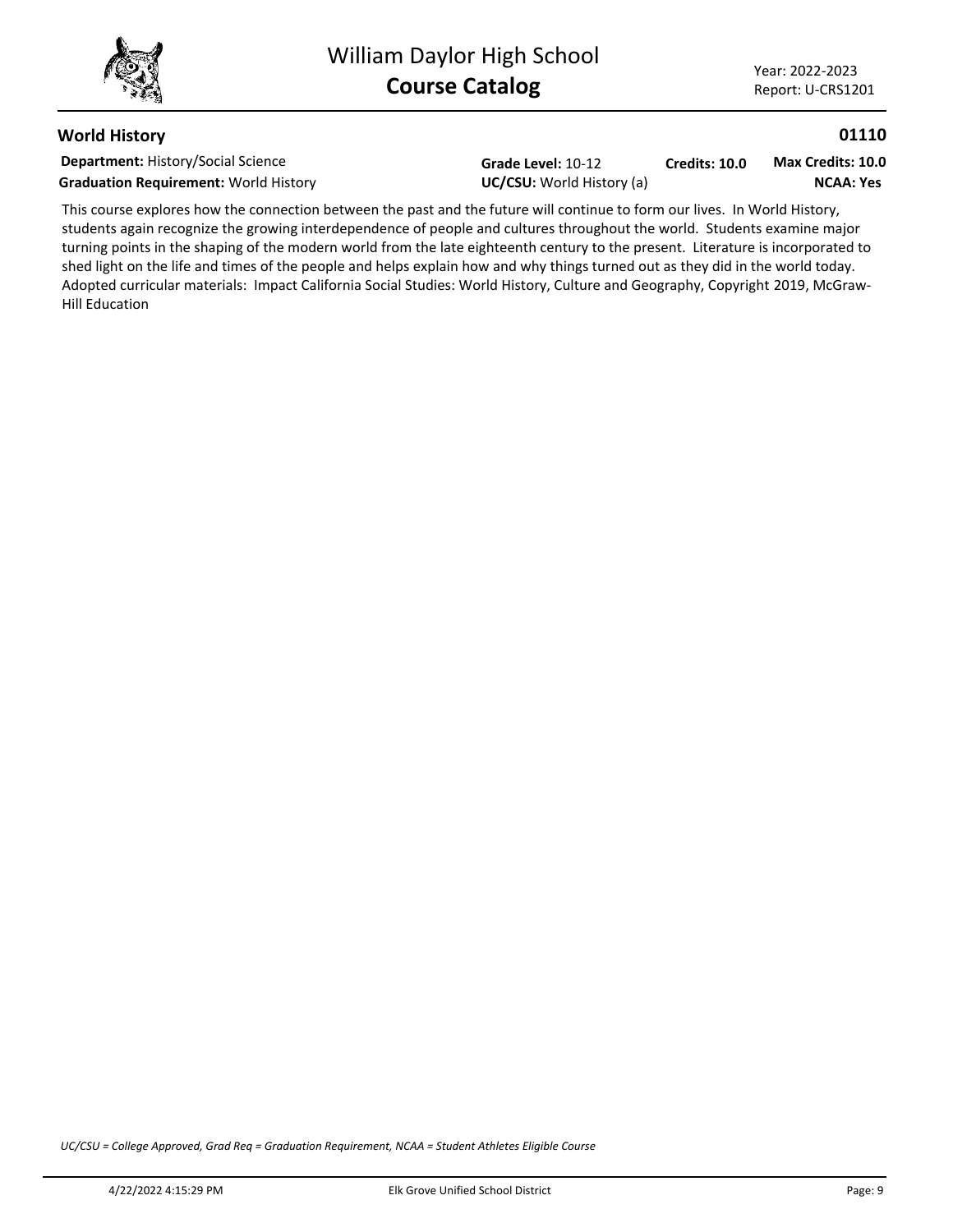## World History

**01110**

**Department:** History/Social Science
**Graduation Requirement:** World History
**Grade Level:** 10-12
**UC/CSU:** World History (a)
**Credits: 10.0**
**Max Credits: 10.0**
**NCAA: Yes**

This course explores how the connection between the past and the future will continue to form our lives. In World History, students again recognize the growing interdependence of people and cultures throughout the world. Students examine major turning points in the shaping of the modern world from the late eighteenth century to the present. Literature is incorporated to shed light on the life and times of the people and helps explain how and why things turned out as they did in the world today. Adopted curricular materials: Impact California Social Studies: World History, Culture and Geography, Copyright 2019, McGraw-Hill Education

*UC/CSU = College Approved, Grad Req = Graduation Requirement, NCAA = Student Athletes Eligible Course*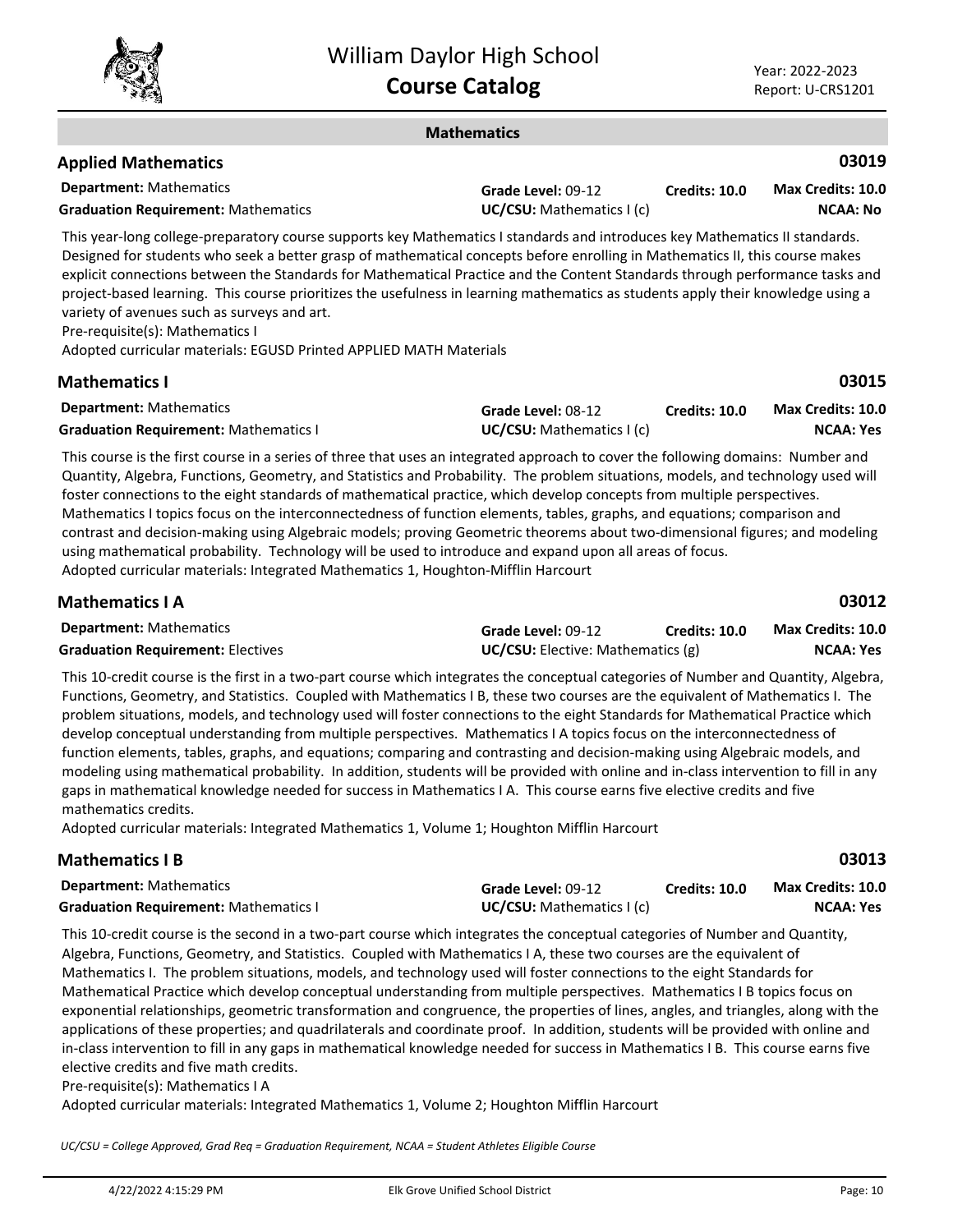## Mathematics

### Applied Mathematics — 03019

**Department:** Mathematics | **Grade Level:** 09-12 | **Credits: 10.0** | **Max Credits: 10.0**

**Graduation Requirement:** Mathematics | **UC/CSU:** Mathematics I (c) | **NCAA: No**

This year-long college-preparatory course supports key Mathematics I standards and introduces key Mathematics II standards. Designed for students who seek a better grasp of mathematical concepts before enrolling in Mathematics II, this course makes explicit connections between the Standards for Mathematical Practice and the Content Standards through performance tasks and project-based learning. This course prioritizes the usefulness in learning mathematics as students apply their knowledge using a variety of avenues such as surveys and art.
Pre-requisite(s): Mathematics I
Adopted curricular materials: EGUSD Printed APPLIED MATH Materials

### Mathematics I — 03015

**Department:** Mathematics | **Grade Level:** 08-12 | **Credits: 10.0** | **Max Credits: 10.0**

**Graduation Requirement:** Mathematics I | **UC/CSU:** Mathematics I (c) | **NCAA: Yes**

This course is the first course in a series of three that uses an integrated approach to cover the following domains: Number and Quantity, Algebra, Functions, Geometry, and Statistics and Probability. The problem situations, models, and technology used will foster connections to the eight standards of mathematical practice, which develop concepts from multiple perspectives. Mathematics I topics focus on the interconnectedness of function elements, tables, graphs, and equations; comparison and contrast and decision-making using Algebraic models; proving Geometric theorems about two-dimensional figures; and modeling using mathematical probability. Technology will be used to introduce and expand upon all areas of focus.
Adopted curricular materials: Integrated Mathematics 1, Houghton-Mifflin Harcourt

### Mathematics I A — 03012

**Department:** Mathematics | **Grade Level:** 09-12 | **Credits: 10.0** | **Max Credits: 10.0**

**Graduation Requirement:** Electives | **UC/CSU:** Elective: Mathematics (g) | **NCAA: Yes**

This 10-credit course is the first in a two-part course which integrates the conceptual categories of Number and Quantity, Algebra, Functions, Geometry, and Statistics. Coupled with Mathematics I B, these two courses are the equivalent of Mathematics I. The problem situations, models, and technology used will foster connections to the eight Standards for Mathematical Practice which develop conceptual understanding from multiple perspectives. Mathematics I A topics focus on the interconnectedness of function elements, tables, graphs, and equations; comparing and contrasting and decision-making using Algebraic models, and modeling using mathematical probability. In addition, students will be provided with online and in-class intervention to fill in any gaps in mathematical knowledge needed for success in Mathematics I A. This course earns five elective credits and five mathematics credits.
Adopted curricular materials: Integrated Mathematics 1, Volume 1; Houghton Mifflin Harcourt

### Mathematics I B — 03013

**Department:** Mathematics | **Grade Level:** 09-12 | **Credits: 10.0** | **Max Credits: 10.0**

**Graduation Requirement:** Mathematics I | **UC/CSU:** Mathematics I (c) | **NCAA: Yes**

This 10-credit course is the second in a two-part course which integrates the conceptual categories of Number and Quantity, Algebra, Functions, Geometry, and Statistics. Coupled with Mathematics I A, these two courses are the equivalent of Mathematics I. The problem situations, models, and technology used will foster connections to the eight Standards for Mathematical Practice which develop conceptual understanding from multiple perspectives. Mathematics I B topics focus on exponential relationships, geometric transformation and congruence, the properties of lines, angles, and triangles, along with the applications of these properties; and quadrilaterals and coordinate proof. In addition, students will be provided with online and in-class intervention to fill in any gaps in mathematical knowledge needed for success in Mathematics I B. This course earns five elective credits and five math credits.
Pre-requisite(s): Mathematics I A
Adopted curricular materials: Integrated Mathematics 1, Volume 2; Houghton Mifflin Harcourt

*UC/CSU = College Approved, Grad Req = Graduation Requirement, NCAA = Student Athletes Eligible Course*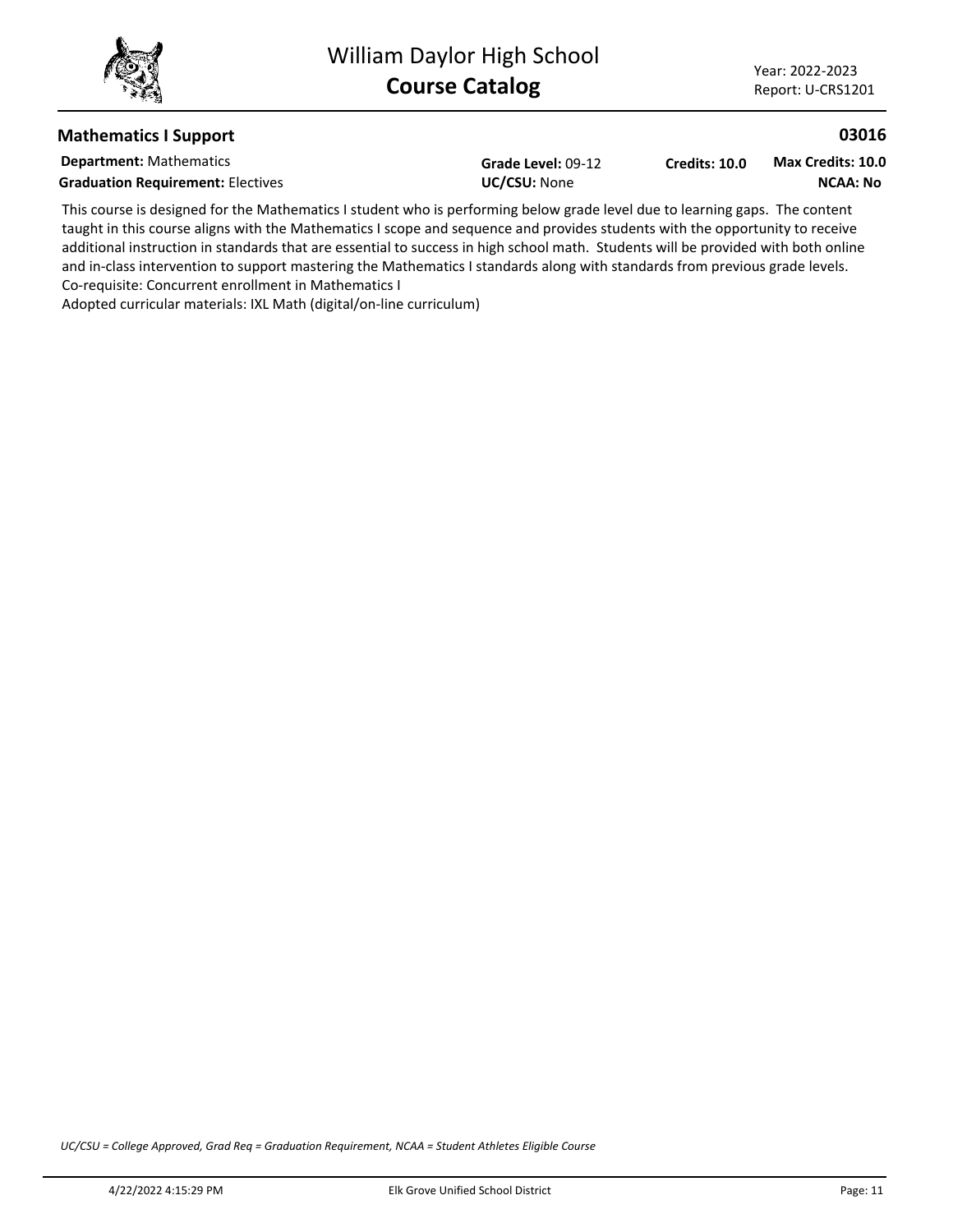## Mathematics I Support

**03016**

**Department:** Mathematics
**Grade Level:** 09-12
**Credits: 10.0**
**Max Credits: 10.0**
**Graduation Requirement:** Electives
**UC/CSU:** None
**NCAA: No**

This course is designed for the Mathematics I student who is performing below grade level due to learning gaps. The content taught in this course aligns with the Mathematics I scope and sequence and provides students with the opportunity to receive additional instruction in standards that are essential to success in high school math. Students will be provided with both online and in-class intervention to support mastering the Mathematics I standards along with standards from previous grade levels.
Co-requisite: Concurrent enrollment in Mathematics I
Adopted curricular materials: IXL Math (digital/on-line curriculum)

*UC/CSU = College Approved, Grad Req = Graduation Requirement, NCAA = Student Athletes Eligible Course*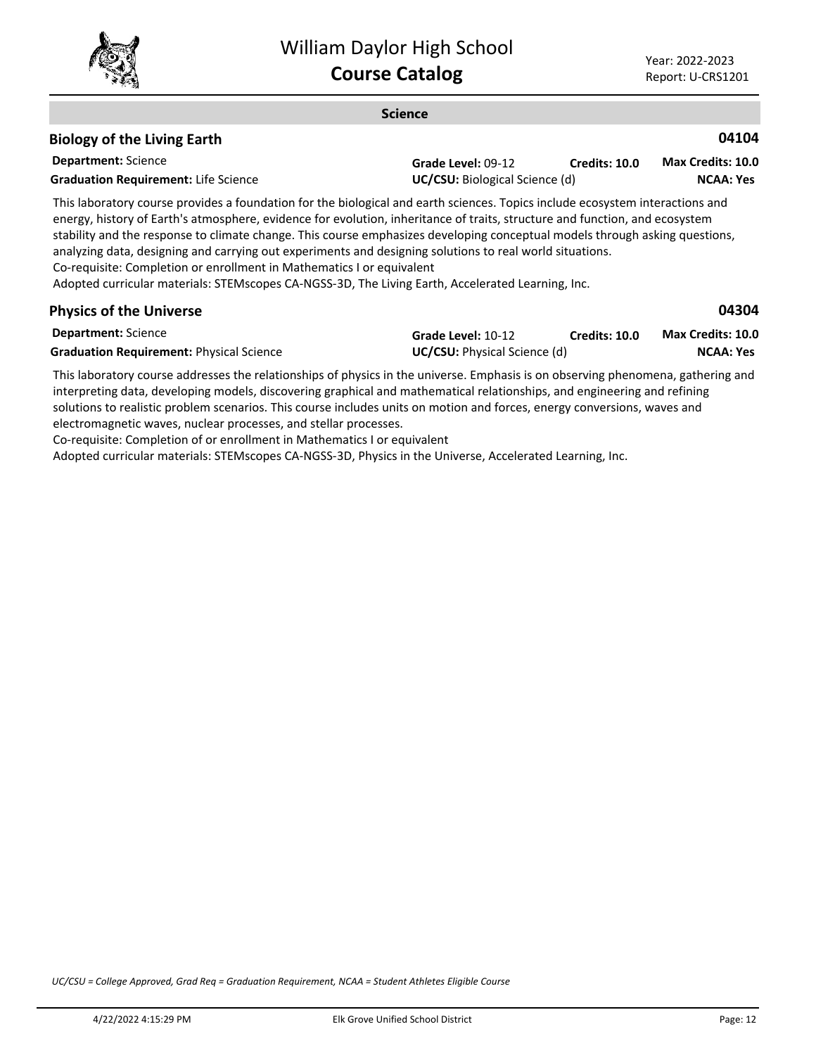## Science

### Biology of the Living Earth — 04104

**Department:** Science
**Grade Level:** 09-12 **Credits: 10.0** **Max Credits: 10.0**
**Graduation Requirement:** Life Science
**UC/CSU:** Biological Science (d) **NCAA: Yes**

This laboratory course provides a foundation for the biological and earth sciences. Topics include ecosystem interactions and energy, history of Earth's atmosphere, evidence for evolution, inheritance of traits, structure and function, and ecosystem stability and the response to climate change. This course emphasizes developing conceptual models through asking questions, analyzing data, designing and carrying out experiments and designing solutions to real world situations.
Co-requisite: Completion or enrollment in Mathematics I or equivalent
Adopted curricular materials: STEMscopes CA-NGSS-3D, The Living Earth, Accelerated Learning, Inc.

### Physics of the Universe — 04304

**Department:** Science
**Grade Level:** 10-12 **Credits: 10.0** **Max Credits: 10.0**
**Graduation Requirement:** Physical Science
**UC/CSU:** Physical Science (d) **NCAA: Yes**

This laboratory course addresses the relationships of physics in the universe. Emphasis is on observing phenomena, gathering and interpreting data, developing models, discovering graphical and mathematical relationships, and engineering and refining solutions to realistic problem scenarios. This course includes units on motion and forces, energy conversions, waves and electromagnetic waves, nuclear processes, and stellar processes.
Co-requisite: Completion of or enrollment in Mathematics I or equivalent
Adopted curricular materials: STEMscopes CA-NGSS-3D, Physics in the Universe, Accelerated Learning, Inc.

*UC/CSU = College Approved, Grad Req = Graduation Requirement, NCAA = Student Athletes Eligible Course*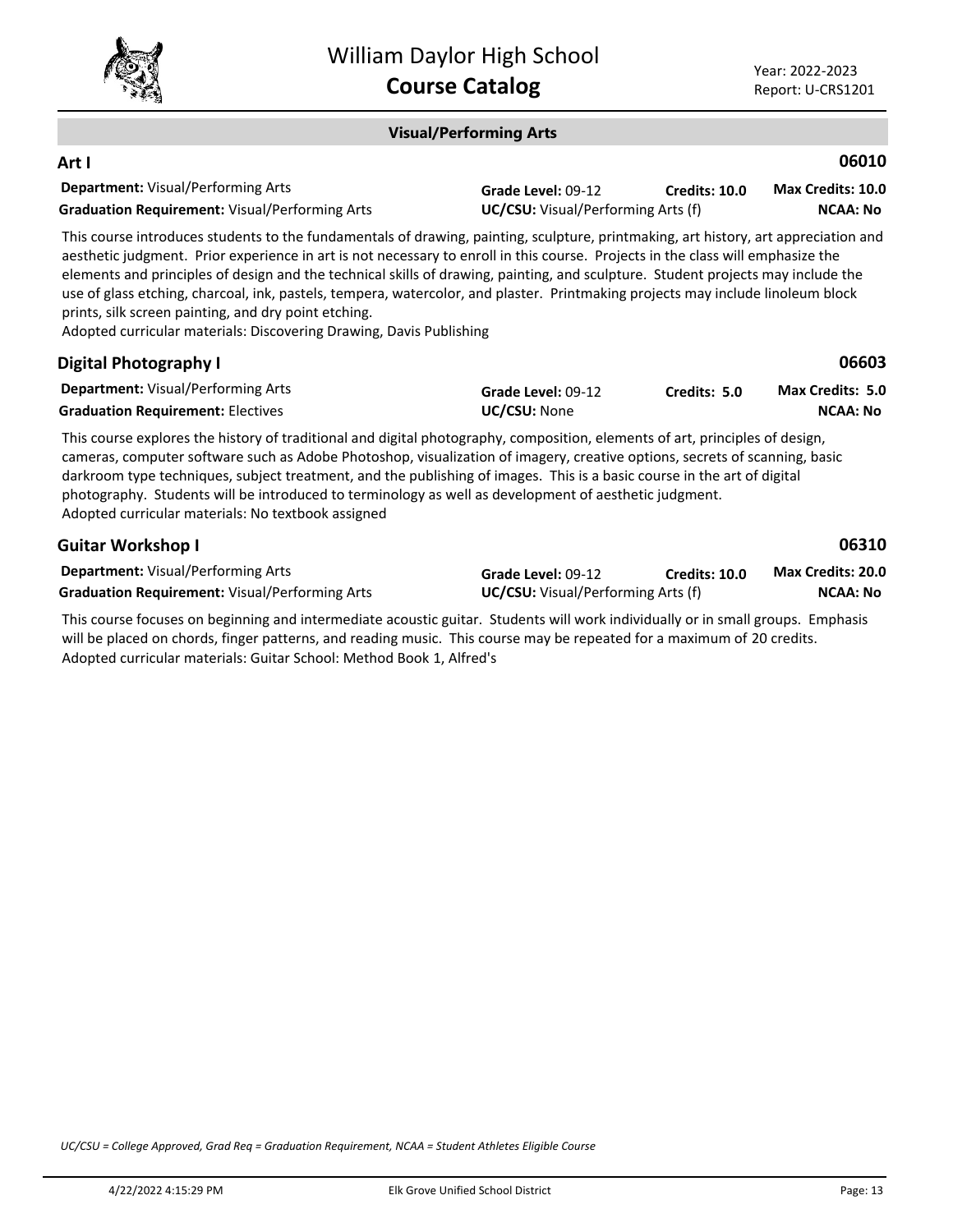## Visual/Performing Arts

### Art I — 06010

**Department:** Visual/Performing Arts | **Grade Level:** 09-12 | **Credits:** 10.0 | **Max Credits:** 10.0
**Graduation Requirement:** Visual/Performing Arts | **UC/CSU:** Visual/Performing Arts (f) | **NCAA:** No

This course introduces students to the fundamentals of drawing, painting, sculpture, printmaking, art history, art appreciation and aesthetic judgment. Prior experience in art is not necessary to enroll in this course. Projects in the class will emphasize the elements and principles of design and the technical skills of drawing, painting, and sculpture. Student projects may include the use of glass etching, charcoal, ink, pastels, tempera, watercolor, and plaster. Printmaking projects may include linoleum block prints, silk screen painting, and dry point etching.
Adopted curricular materials: Discovering Drawing, Davis Publishing

### Digital Photography I — 06603

**Department:** Visual/Performing Arts | **Grade Level:** 09-12 | **Credits:** 5.0 | **Max Credits:** 5.0
**Graduation Requirement:** Electives | **UC/CSU:** None | **NCAA:** No

This course explores the history of traditional and digital photography, composition, elements of art, principles of design, cameras, computer software such as Adobe Photoshop, visualization of imagery, creative options, secrets of scanning, basic darkroom type techniques, subject treatment, and the publishing of images. This is a basic course in the art of digital photography. Students will be introduced to terminology as well as development of aesthetic judgment.
Adopted curricular materials: No textbook assigned

### Guitar Workshop I — 06310

**Department:** Visual/Performing Arts | **Grade Level:** 09-12 | **Credits:** 10.0 | **Max Credits:** 20.0
**Graduation Requirement:** Visual/Performing Arts | **UC/CSU:** Visual/Performing Arts (f) | **NCAA:** No

This course focuses on beginning and intermediate acoustic guitar. Students will work individually or in small groups. Emphasis will be placed on chords, finger patterns, and reading music. This course may be repeated for a maximum of 20 credits.
Adopted curricular materials: Guitar School: Method Book 1, Alfred's

*UC/CSU = College Approved, Grad Req = Graduation Requirement, NCAA = Student Athletes Eligible Course*